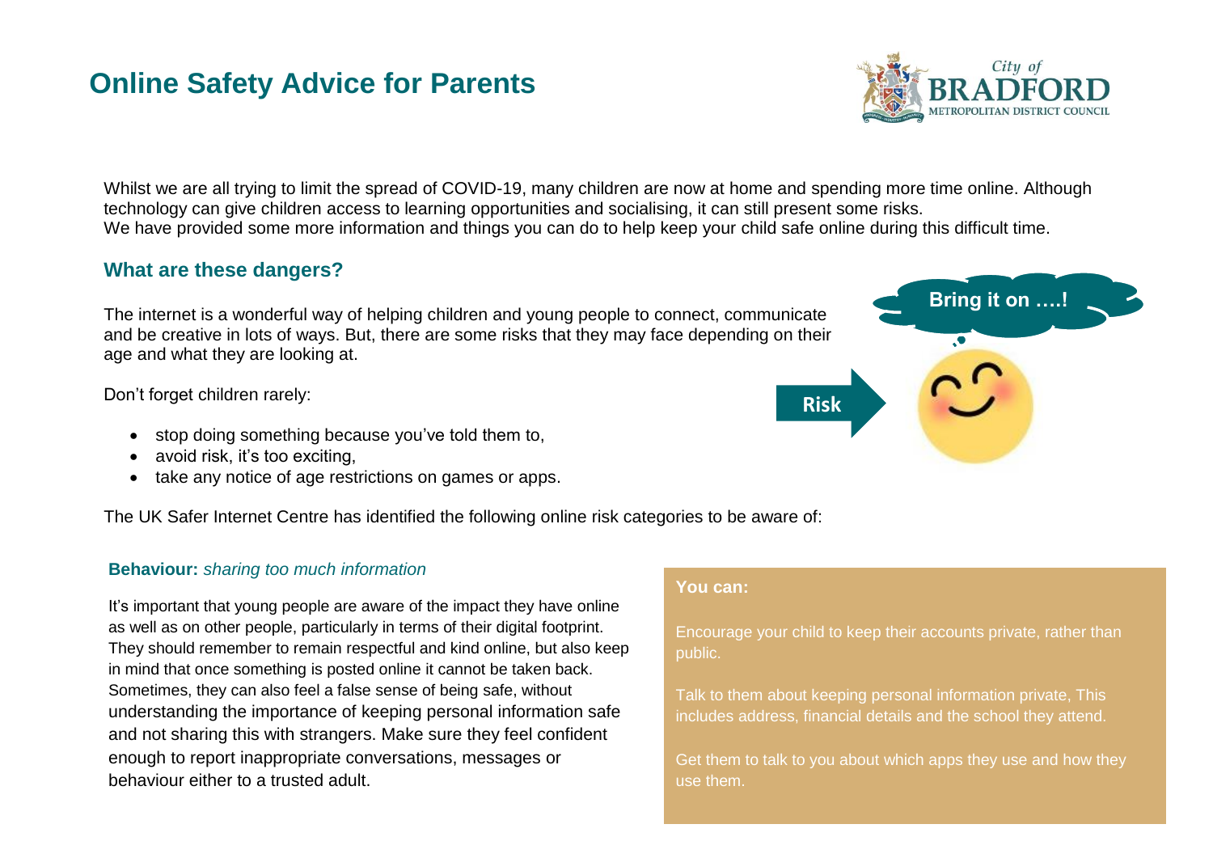# Online Safety Advice for Parents

Whilst we are all trying to limit the spread of COVID-19, many children are now at home and spending more time online. Although technology can give children access to learning opportunities and socialising, it can still present some risks.
We have provided some more information and things you can do to help keep your child safe online during this difficult time.

## What are these dangers?

The internet is a wonderful way of helping children and young people to connect, communicate and be creative in lots of ways. But, there are some risks that they may face depending on their age and what they are looking at.

Don't forget children rarely:

- stop doing something because you've told them to,
- avoid risk, it's too exciting,
- take any notice of age restrictions on games or apps.

The UK Safer Internet Centre has identified the following online risk categories to be aware of:

### **Behaviour:** *sharing too much information*

It's important that young people are aware of the impact they have online as well as on other people, particularly in terms of their digital footprint. They should remember to remain respectful and kind online, but also keep in mind that once something is posted online it cannot be taken back. Sometimes, they can also feel a false sense of being safe, without understanding the importance of keeping personal information safe and not sharing this with strangers. Make sure they feel confident enough to report inappropriate conversations, messages or behaviour either to a trusted adult.

**You can:**

Encourage your child to keep their accounts private, rather than public.

Talk to them about keeping personal information private, This includes address, financial details and the school they attend.

Get them to talk to you about which apps they use and how they use them.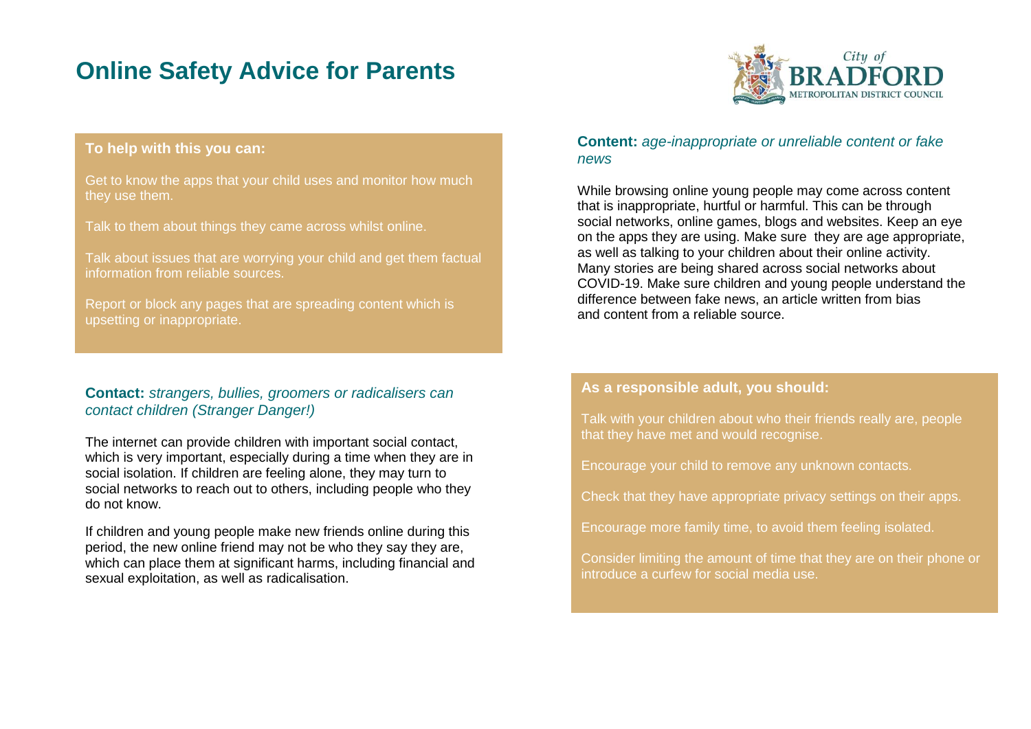# Online Safety Advice for Parents

City of BRADFORD METROPOLITAN DISTRICT COUNCIL

**To help with this you can:**

Get to know the apps that your child uses and monitor how much they use them.

Talk to them about things they came across whilst online.

Talk about issues that are worrying your child and get them factual information from reliable sources.

Report or block any pages that are spreading content which is upsetting or inappropriate.

**Contact:** *strangers, bullies, groomers or radicalisers can contact children (Stranger Danger!)*

The internet can provide children with important social contact, which is very important, especially during a time when they are in social isolation. If children are feeling alone, they may turn to social networks to reach out to others, including people who they do not know.

If children and young people make new friends online during this period, the new online friend may not be who they say they are, which can place them at significant harms, including financial and sexual exploitation, as well as radicalisation.

**Content:** *age-inappropriate or unreliable content or fake news*

While browsing online young people may come across content that is inappropriate, hurtful or harmful. This can be through social networks, online games, blogs and websites. Keep an eye on the apps they are using. Make sure they are age appropriate, as well as talking to your children about their online activity. Many stories are being shared across social networks about COVID-19. Make sure children and young people understand the difference between fake news, an article written from bias and content from a reliable source.

**As a responsible adult, you should:**

Talk with your children about who their friends really are, people that they have met and would recognise.

Encourage your child to remove any unknown contacts.

Check that they have appropriate privacy settings on their apps.

Encourage more family time, to avoid them feeling isolated.

Consider limiting the amount of time that they are on their phone or introduce a curfew for social media use.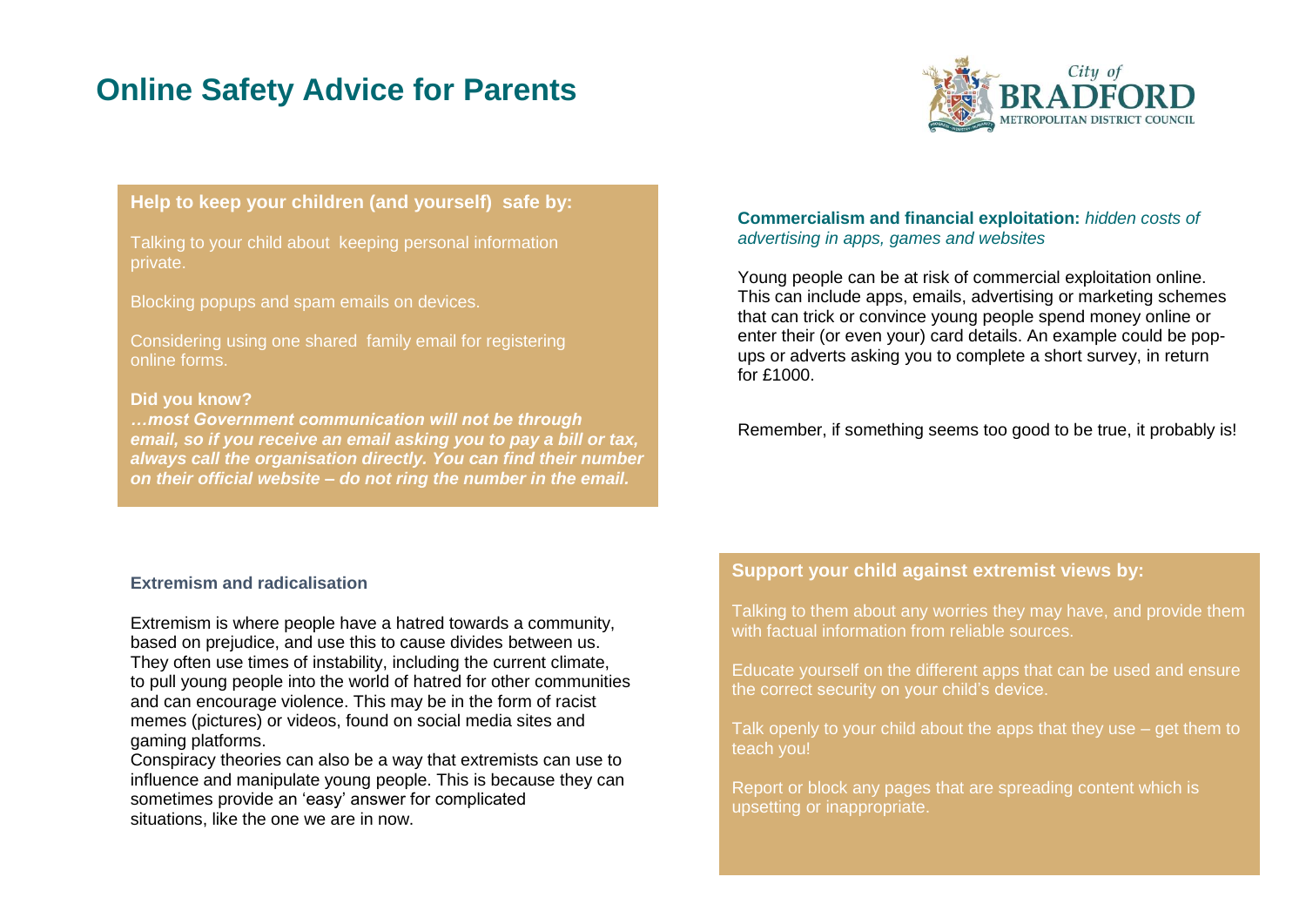# Online Safety Advice for Parents

City of BRADFORD METROPOLITAN DISTRICT COUNCIL

**Help to keep your children (and yourself) safe by:**

Talking to your child about keeping personal information private.

Blocking popups and spam emails on devices.

Considering using one shared family email for registering online forms.

**Did you know?**

***…most Government communication will not be through email, so if you receive an email asking you to pay a bill or tax, always call the organisation directly. You can find their number on their official website – do not ring the number in the email.***

**Extremism and radicalisation**

Extremism is where people have a hatred towards a community, based on prejudice, and use this to cause divides between us. They often use times of instability, including the current climate, to pull young people into the world of hatred for other communities and can encourage violence. This may be in the form of racist memes (pictures) or videos, found on social media sites and gaming platforms.

Conspiracy theories can also be a way that extremists can use to influence and manipulate young people. This is because they can sometimes provide an 'easy' answer for complicated situations, like the one we are in now.

**Commercialism and financial exploitation:** *hidden costs of advertising in apps, games and websites*

Young people can be at risk of commercial exploitation online. This can include apps, emails, advertising or marketing schemes that can trick or convince young people spend money online or enter their (or even your) card details. An example could be pop-ups or adverts asking you to complete a short survey, in return for £1000.

Remember, if something seems too good to be true, it probably is!

**Support your child against extremist views by:**

Talking to them about any worries they may have, and provide them with factual information from reliable sources.

Educate yourself on the different apps that can be used and ensure the correct security on your child's device.

Talk openly to your child about the apps that they use – get them to teach you!

Report or block any pages that are spreading content which is upsetting or inappropriate.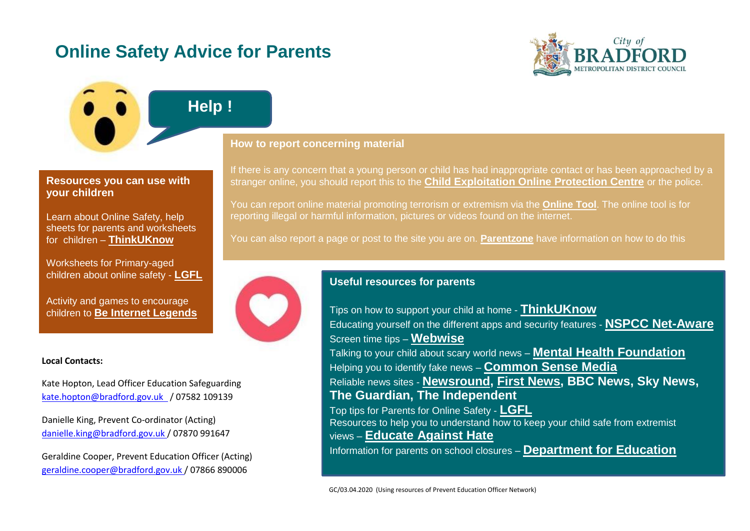# Online Safety Advice for Parents

City of BRADFORD METROPOLITAN DISTRICT COUNCIL

Help !

## Resources you can use with your children

Learn about Online Safety, help sheets for parents and worksheets for children – **ThinkUKnow**

Worksheets for Primary-aged children about online safety - **LGFL**

Activity and games to encourage children to **Be Internet Legends**

## How to report concerning material

If there is any concern that a young person or child has had inappropriate contact or has been approached by a stranger online, you should report this to the **Child Exploitation Online Protection Centre** or the police.

You can report online material promoting terrorism or extremism via the **Online Tool**. The online tool is for reporting illegal or harmful information, pictures or videos found on the internet.

You can also report a page or post to the site you are on. **Parentzone** have information on how to do this

## Useful resources for parents

Tips on how to support your child at home - **ThinkUKnow**
Educating yourself on the different apps and security features - **NSPCC Net-Aware**
Screen time tips – **Webwise**
Talking to your child about scary world news – **Mental Health Foundation**
Helping you to identify fake news – **Common Sense Media**
Reliable news sites - **Newsround, First News, BBC News, Sky News, The Guardian, The Independent**
Top tips for Parents for Online Safety - **LGFL**
Resources to help you to understand how to keep your child safe from extremist views – **Educate Against Hate**
Information for parents on school closures – **Department for Education**

**Local Contacts:**

Kate Hopton, Lead Officer Education Safeguarding
kate.hopton@bradford.gov.uk / 07582 109139

Danielle King, Prevent Co-ordinator (Acting)
danielle.king@bradford.gov.uk / 07870 991647

Geraldine Cooper, Prevent Education Officer (Acting)
geraldine.cooper@bradford.gov.uk / 07866 890006

GC/03.04.2020 (Using resources of Prevent Education Officer Network)